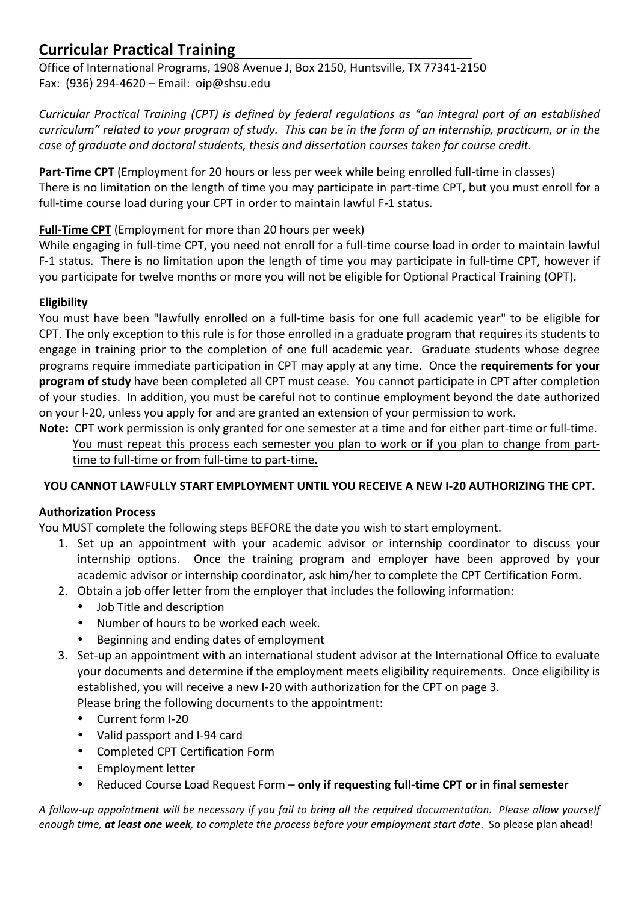## Curricular Practical Training

Office of International Programs, 1908 Avenue J, Box 2150, Huntsville, TX 77341-2150
Fax: (936) 294-4620 – Email: oip@shsu.edu

*Curricular Practical Training (CPT) is defined by federal regulations as "an integral part of an established curriculum" related to your program of study. This can be in the form of an internship, practicum, or in the case of graduate and doctoral students, thesis and dissertation courses taken for course credit.*

**Part-Time CPT** (Employment for 20 hours or less per week while being enrolled full-time in classes)
There is no limitation on the length of time you may participate in part-time CPT, but you must enroll for a full-time course load during your CPT in order to maintain lawful F-1 status.

**Full-Time CPT** (Employment for more than 20 hours per week)
While engaging in full-time CPT, you need not enroll for a full-time course load in order to maintain lawful F-1 status. There is no limitation upon the length of time you may participate in full-time CPT, however if you participate for twelve months or more you will not be eligible for Optional Practical Training (OPT).

**Eligibility**
You must have been "lawfully enrolled on a full-time basis for one full academic year" to be eligible for CPT. The only exception to this rule is for those enrolled in a graduate program that requires its students to engage in training prior to the completion of one full academic year. Graduate students whose degree programs require immediate participation in CPT may apply at any time. Once the **requirements for your program of study** have been completed all CPT must cease. You cannot participate in CPT after completion of your studies. In addition, you must be careful not to continue employment beyond the date authorized on your I-20, unless you apply for and are granted an extension of your permission to work.

**Note:** CPT work permission is only granted for one semester at a time and for either part-time or full-time. You must repeat this process each semester you plan to work or if you plan to change from part-time to full-time or from full-time to part-time.

**YOU CANNOT LAWFULLY START EMPLOYMENT UNTIL YOU RECEIVE A NEW I-20 AUTHORIZING THE CPT.**

**Authorization Process**
You MUST complete the following steps BEFORE the date you wish to start employment.

1. Set up an appointment with your academic advisor or internship coordinator to discuss your internship options. Once the training program and employer have been approved by your academic advisor or internship coordinator, ask him/her to complete the CPT Certification Form.
2. Obtain a job offer letter from the employer that includes the following information:
   - Job Title and description
   - Number of hours to be worked each week.
   - Beginning and ending dates of employment
3. Set-up an appointment with an international student advisor at the International Office to evaluate your documents and determine if the employment meets eligibility requirements. Once eligibility is established, you will receive a new I-20 with authorization for the CPT on page 3.
   Please bring the following documents to the appointment:
   - Current form I-20
   - Valid passport and I-94 card
   - Completed CPT Certification Form
   - Employment letter
   - Reduced Course Load Request Form – **only if requesting full-time CPT or in final semester**

*A follow-up appointment will be necessary if you fail to bring all the required documentation. Please allow yourself enough time,* ***at least one week****, to complete the process before your employment start date*. So please plan ahead!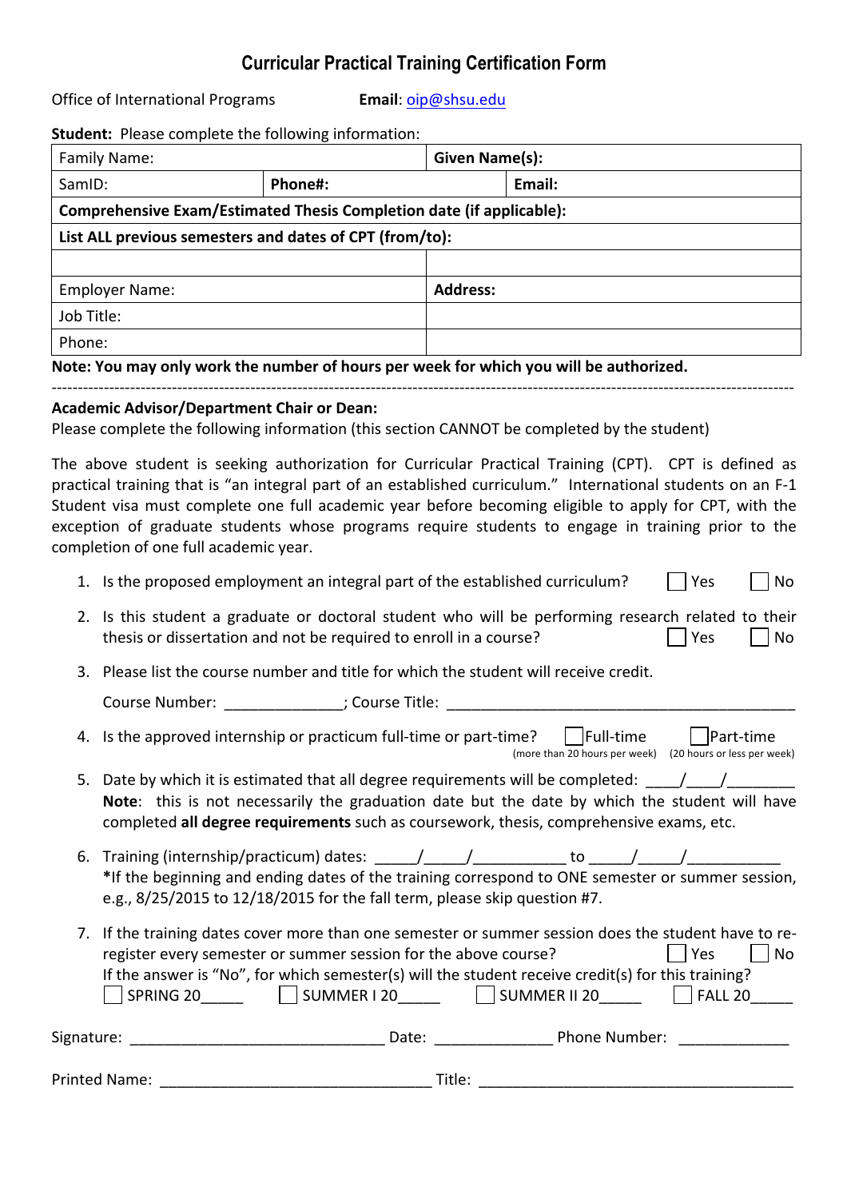# Curricular Practical Training Certification Form

Office of International Programs **Email**: oip@shsu.edu

**Student:** Please complete the following information:

| | | | |
|---|---|---|---|
| Family Name: | | **Given Name(s):** | |
| SamID: | **Phone#:** | | **Email:** |
| **Comprehensive Exam/Estimated Thesis Completion date (if applicable):** | | | |
| **List ALL previous semesters and dates of CPT (from/to):** | | | |
| | | | |
| Employer Name: | | **Address:** | |
| Job Title: | | | |
| Phone: | | | |

**Note: You may only work the number of hours per week for which you will be authorized.**

---

**Academic Advisor/Department Chair or Dean:**

Please complete the following information (this section CANNOT be completed by the student)

The above student is seeking authorization for Curricular Practical Training (CPT). CPT is defined as practical training that is "an integral part of an established curriculum." International students on an F-1 Student visa must complete one full academic year before becoming eligible to apply for CPT, with the exception of graduate students whose programs require students to engage in training prior to the completion of one full academic year.

1. Is the proposed employment an integral part of the established curriculum? ☐ Yes ☐ No
2. Is this student a graduate or doctoral student who will be performing research related to their thesis or dissertation and not be required to enroll in a course? ☐ Yes ☐ No
3. Please list the course number and title for which the student will receive credit.

   Course Number: ______________; Course Title: ____________________________________________

4. Is the approved internship or practicum full-time or part-time? ☐ Full-time (more than 20 hours per week) ☐ Part-time (20 hours or less per week)
5. Date by which it is estimated that all degree requirements will be completed: ____/____/________

   **Note**: this is not necessarily the graduation date but the date by which the student will have completed **all degree requirements** such as coursework, thesis, comprehensive exams, etc.

6. Training (internship/practicum) dates: _____/_____/___________ to _____/_____/___________

   ***If the beginning and ending dates of the training correspond to ONE semester or summer session, e.g., 8/25/2015 to 12/18/2015 for the fall term, please skip question #7.**

7. If the training dates cover more than one semester or summer session does the student have to re-register every semester or summer session for the above course? ☐ Yes ☐ No

   If the answer is "No", for which semester(s) will the student receive credit(s) for this training?

   ☐ SPRING 20_____ ☐ SUMMER I 20_____ ☐ SUMMER II 20_____ ☐ FALL 20_____

Signature: ______________________________ Date: ______________ Phone Number: _____________

Printed Name: ________________________________ Title: ______________________________________